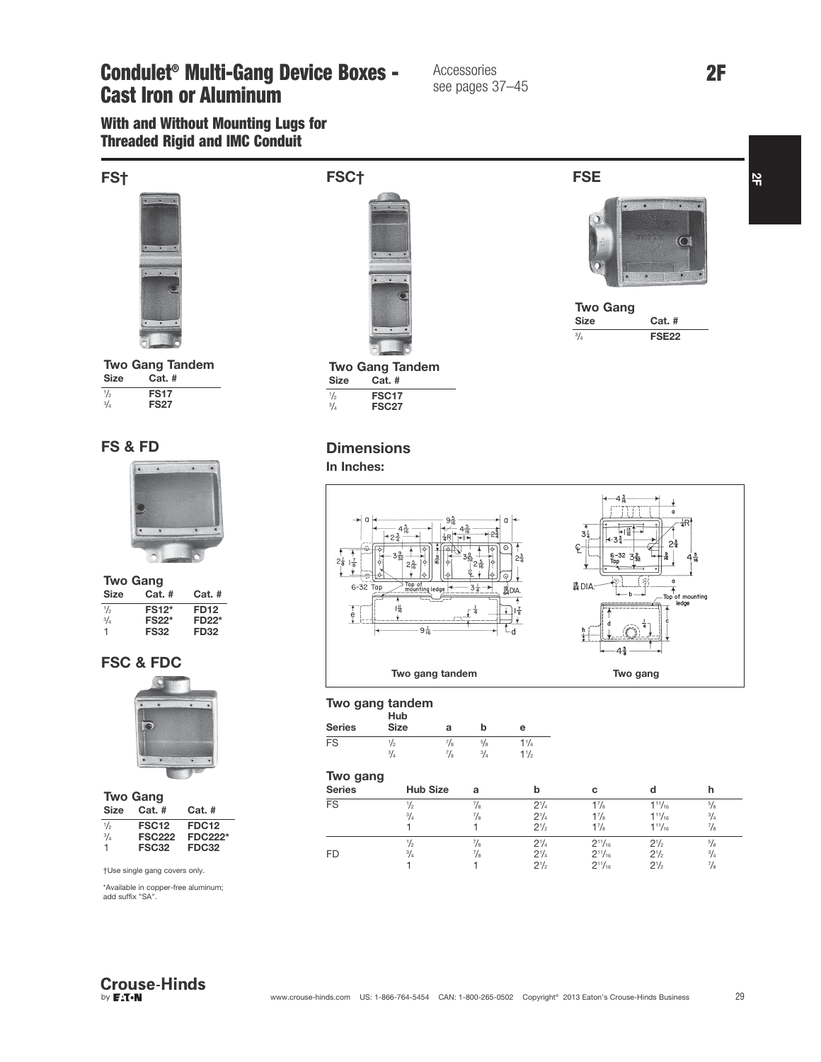# Condulet® Multi-Gang Device Boxes - Cast Iron or Aluminum

Accessories see pages 37–45

## With and Without Mounting Lugs for Threaded Rigid and IMC Conduit

### FS†

**Two Gang Tandem**

| Size | Cat. # |
|---|---|
| 1/2 | **FS17** |
| 3/4 | **FS27** |

### FSC†

**Two Gang Tandem**

| Size | Cat. # |
|---|---|
| 1/2 | **FSC17** |
| 3/4 | **FSC27** |

### FSE

**Two Gang**

| Size | Cat. # |
|---|---|
| 3/4 | **FSE22** |

### FS & FD

**Two Gang**

| Size | Cat. # | Cat. # |
|---|---|---|
| 1/2 | **FS12*** | **FD12** |
| 3/4 | **FS22*** | **FD22*** |
| 1 | **FS32** | **FD32** |

### FSC & FDC

**Two Gang**

| Size | Cat. # | Cat. # |
|---|---|---|
| 1/2 | **FSC12** | **FDC12** |
| 3/4 | **FSC222** | **FDC222*** |
| 1 | **FSC32** | **FDC32** |

†Use single gang covers only.

*Available in copper-free aluminum; add suffix "SA".

## Dimensions

**In Inches:**

Two gang tandem — Two gang

**Two gang tandem**

| Series | Hub Size | a | b | e |
|---|---|---|---|---|
| FS | 1/2 | 7/8 | 5/8 | 1 1/4 |
| | 3/4 | 7/8 | 3/4 | 1 1/2 |

**Two gang**

| Series | Hub Size | a | b | c | d | h |
|---|---|---|---|---|---|---|
| FS | 1/2 | 7/8 | 2 1/4 | 1 7/8 | 1 11/16 | 5/8 |
| | 3/4 | 7/8 | 2 1/4 | 1 7/8 | 1 11/16 | 3/4 |
| | 1 | 1 | 2 1/2 | 1 7/8 | 1 11/16 | 7/8 |
| FD | 1/2 | 7/8 | 2 1/4 | 2 11/16 | 2 1/2 | 5/8 |
| | 3/4 | 7/8 | 2 1/4 | 2 11/16 | 2 1/2 | 3/4 |
| | 1 | 1 | 2 1/2 | 2 11/16 | 2 1/2 | 7/8 |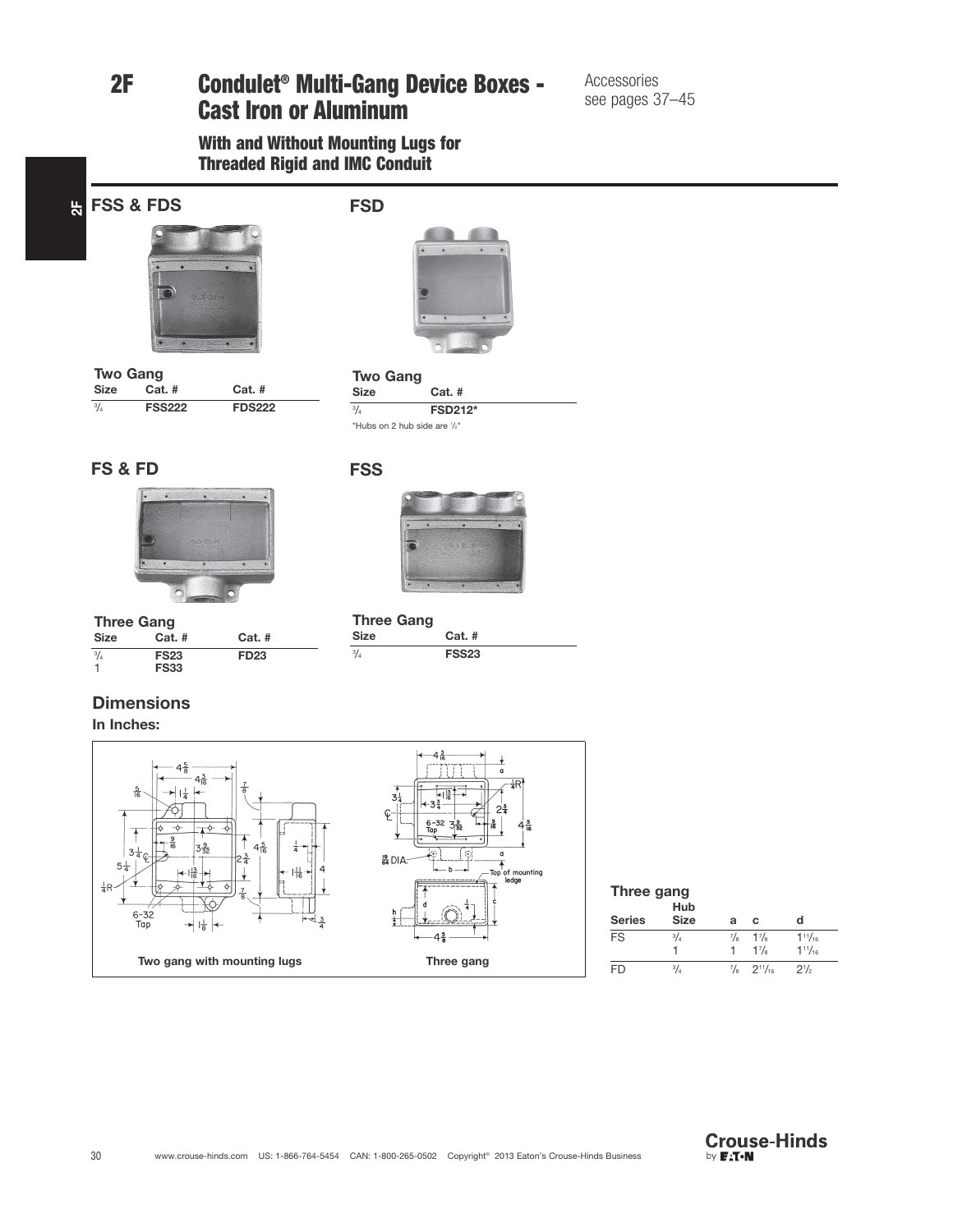# 2F Condulet® Multi-Gang Device Boxes - Cast Iron or Aluminum

Accessories see pages 37–45

## With and Without Mounting Lugs for Threaded Rigid and IMC Conduit

### FSS & FDS

**Two Gang**

| Size | Cat. # | Cat. # |
|---|---|---|
| 3/4 | **FSS222** | **FDS222** |

### FSD

**Two Gang**

| Size | Cat. # |
|---|---|
| 3/4 | **FSD212*** |

*Hubs on 2 hub side are 1/2"

### FS & FD

**Three Gang**

| Size | Cat. # | Cat. # |
|---|---|---|
| 3/4 | **FS23** | **FD23** |
| 1 | **FS33** | |

### FSS

**Three Gang**

| Size | Cat. # |
|---|---|
| 3/4 | **FSS23** |

## Dimensions

**In Inches:**

Two gang with mounting lugs

Three gang

**Three gang**

| Series | Hub Size | a | c | d |
|---|---|---|---|---|
| FS | 3/4 | 7/8 | 1 7/8 | 1 11/16 |
| | 1 | 1 | 1 7/8 | 1 11/16 |
| FD | 3/4 | 7/8 | 2 11/16 | 2 1/2 |